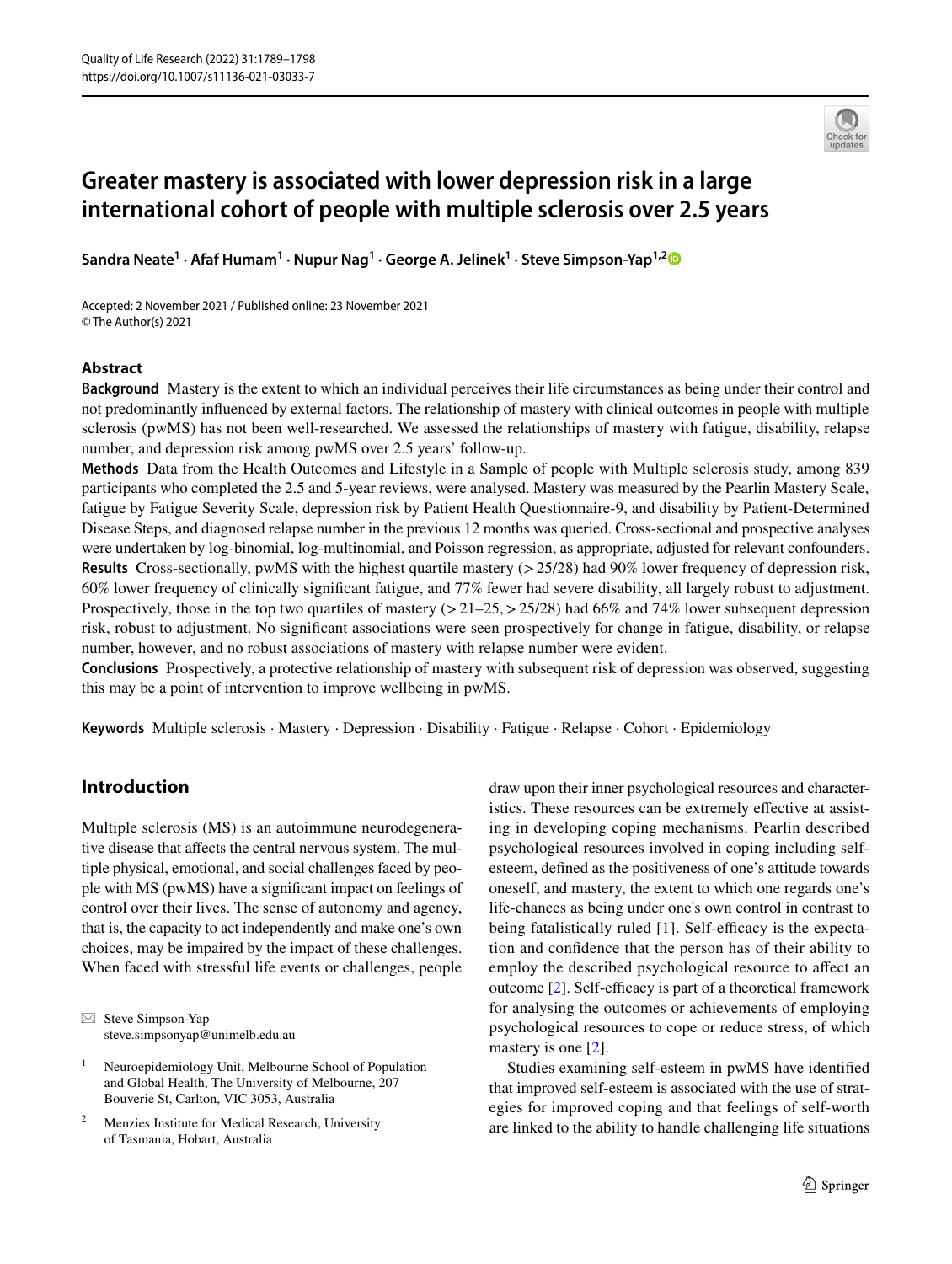# Greater mastery is associated with lower depression risk in a large international cohort of people with multiple sclerosis over 2.5 years

**Sandra Neate[1] · Afaf Humam[1] · Nupur Nag[1] · George A. Jelinek[1] · Steve Simpson-Yap[1,2]**

Accepted: 2 November 2021 / Published online: 23 November 2021
© The Author(s) 2021

## Abstract

**Background** Mastery is the extent to which an individual perceives their life circumstances as being under their control and not predominantly influenced by external factors. The relationship of mastery with clinical outcomes in people with multiple sclerosis (pwMS) has not been well-researched. We assessed the relationships of mastery with fatigue, disability, relapse number, and depression risk among pwMS over 2.5 years' follow-up.

**Methods** Data from the Health Outcomes and Lifestyle in a Sample of people with Multiple sclerosis study, among 839 participants who completed the 2.5 and 5-year reviews, were analysed. Mastery was measured by the Pearlin Mastery Scale, fatigue by Fatigue Severity Scale, depression risk by Patient Health Questionnaire-9, and disability by Patient-Determined Disease Steps, and diagnosed relapse number in the previous 12 months was queried. Cross-sectional and prospective analyses were undertaken by log-binomial, log-multinomial, and Poisson regression, as appropriate, adjusted for relevant confounders.

**Results** Cross-sectionally, pwMS with the highest quartile mastery (> 25/28) had 90% lower frequency of depression risk, 60% lower frequency of clinically significant fatigue, and 77% fewer had severe disability, all largely robust to adjustment. Prospectively, those in the top two quartiles of mastery (> 21–25, > 25/28) had 66% and 74% lower subsequent depression risk, robust to adjustment. No significant associations were seen prospectively for change in fatigue, disability, or relapse number, however, and no robust associations of mastery with relapse number were evident.

**Conclusions** Prospectively, a protective relationship of mastery with subsequent risk of depression was observed, suggesting this may be a point of intervention to improve wellbeing in pwMS.

**Keywords** Multiple sclerosis · Mastery · Depression · Disability · Fatigue · Relapse · Cohort · Epidemiology

## Introduction

Multiple sclerosis (MS) is an autoimmune neurodegenerative disease that affects the central nervous system. The multiple physical, emotional, and social challenges faced by people with MS (pwMS) have a significant impact on feelings of control over their lives. The sense of autonomy and agency, that is, the capacity to act independently and make one's own choices, may be impaired by the impact of these challenges. When faced with stressful life events or challenges, people draw upon their inner psychological resources and characteristics. These resources can be extremely effective at assisting in developing coping mechanisms. Pearlin described psychological resources involved in coping including self-esteem, defined as the positiveness of one's attitude towards oneself, and mastery, the extent to which one regards one's life-chances as being under one's own control in contrast to being fatalistically ruled [1]. Self-efficacy is the expectation and confidence that the person has of their ability to employ the described psychological resource to affect an outcome [2]. Self-efficacy is part of a theoretical framework for analysing the outcomes or achievements of employing psychological resources to cope or reduce stress, of which mastery is one [2].

Studies examining self-esteem in pwMS have identified that improved self-esteem is associated with the use of strategies for improved coping and that feelings of self-worth are linked to the ability to handle challenging life situations

---

✉ Steve Simpson-Yap
steve.simpsonyap@unimelb.edu.au

[1] Neuroepidemiology Unit, Melbourne School of Population and Global Health, The University of Melbourne, 207 Bouverie St, Carlton, VIC 3053, Australia

[2] Menzies Institute for Medical Research, University of Tasmania, Hobart, Australia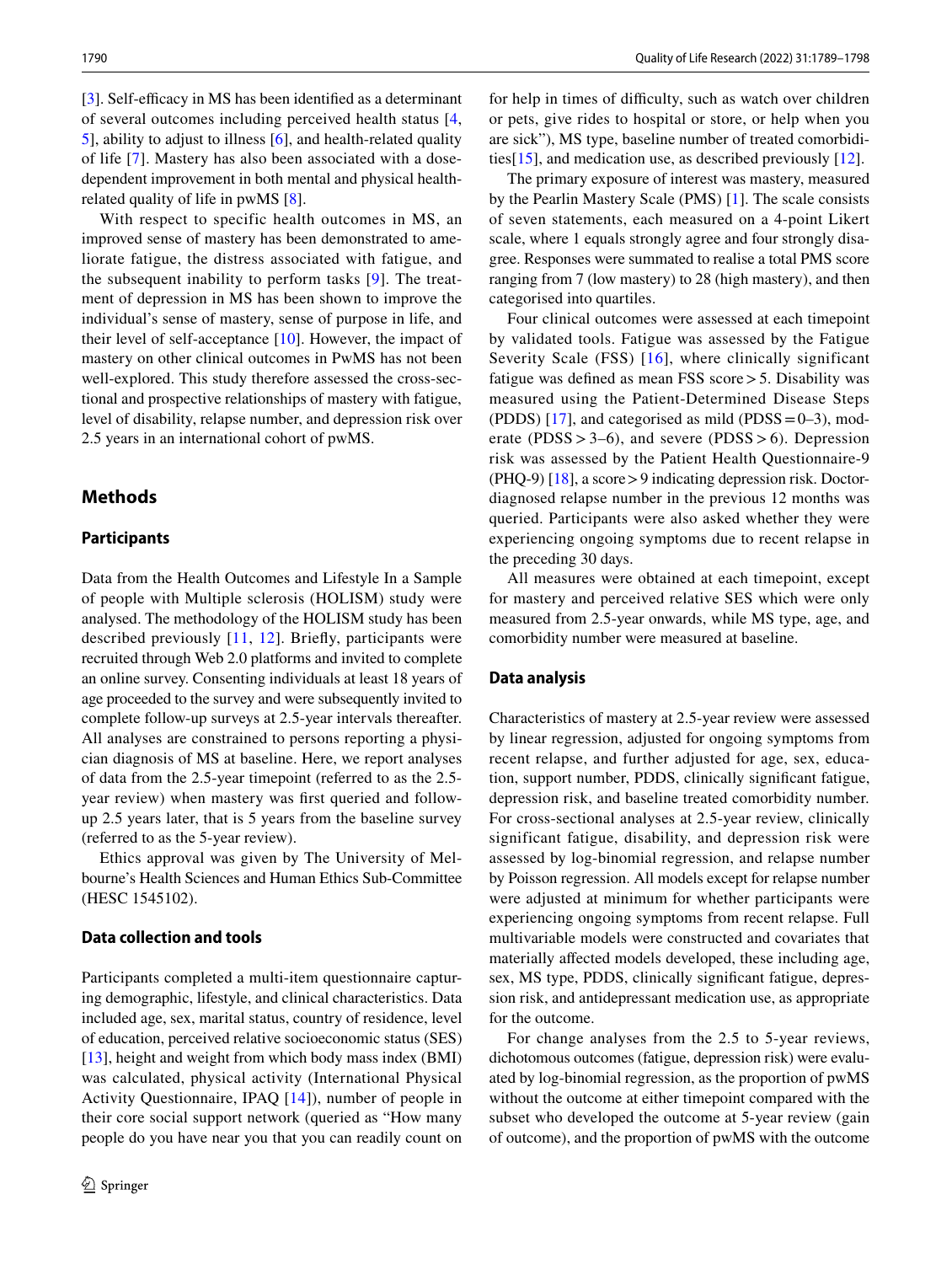[3]. Self-efficacy in MS has been identified as a determinant of several outcomes including perceived health status [4, 5], ability to adjust to illness [6], and health-related quality of life [7]. Mastery has also been associated with a dose-dependent improvement in both mental and physical health-related quality of life in pwMS [8].

With respect to specific health outcomes in MS, an improved sense of mastery has been demonstrated to ameliorate fatigue, the distress associated with fatigue, and the subsequent inability to perform tasks [9]. The treatment of depression in MS has been shown to improve the individual's sense of mastery, sense of purpose in life, and their level of self-acceptance [10]. However, the impact of mastery on other clinical outcomes in PwMS has not been well-explored. This study therefore assessed the cross-sectional and prospective relationships of mastery with fatigue, level of disability, relapse number, and depression risk over 2.5 years in an international cohort of pwMS.

## Methods

### Participants

Data from the Health Outcomes and Lifestyle In a Sample of people with Multiple sclerosis (HOLISM) study were analysed. The methodology of the HOLISM study has been described previously [11, 12]. Briefly, participants were recruited through Web 2.0 platforms and invited to complete an online survey. Consenting individuals at least 18 years of age proceeded to the survey and were subsequently invited to complete follow-up surveys at 2.5-year intervals thereafter. All analyses are constrained to persons reporting a physician diagnosis of MS at baseline. Here, we report analyses of data from the 2.5-year timepoint (referred to as the 2.5-year review) when mastery was first queried and follow-up 2.5 years later, that is 5 years from the baseline survey (referred to as the 5-year review).

Ethics approval was given by The University of Melbourne's Health Sciences and Human Ethics Sub-Committee (HESC 1545102).

### Data collection and tools

Participants completed a multi-item questionnaire capturing demographic, lifestyle, and clinical characteristics. Data included age, sex, marital status, country of residence, level of education, perceived relative socioeconomic status (SES) [13], height and weight from which body mass index (BMI) was calculated, physical activity (International Physical Activity Questionnaire, IPAQ [14]), number of people in their core social support network (queried as "How many people do you have near you that you can readily count on for help in times of difficulty, such as watch over children or pets, give rides to hospital or store, or help when you are sick"), MS type, baseline number of treated comorbidities[15], and medication use, as described previously [12].

The primary exposure of interest was mastery, measured by the Pearlin Mastery Scale (PMS) [1]. The scale consists of seven statements, each measured on a 4-point Likert scale, where 1 equals strongly agree and four strongly disagree. Responses were summated to realise a total PMS score ranging from 7 (low mastery) to 28 (high mastery), and then categorised into quartiles.

Four clinical outcomes were assessed at each timepoint by validated tools. Fatigue was assessed by the Fatigue Severity Scale (FSS) [16], where clinically significant fatigue was defined as mean FSS score > 5. Disability was measured using the Patient-Determined Disease Steps (PDDS) [17], and categorised as mild (PDSS = 0–3), moderate (PDSS > 3–6), and severe (PDSS > 6). Depression risk was assessed by the Patient Health Questionnaire-9 (PHQ-9) [18], a score > 9 indicating depression risk. Doctor-diagnosed relapse number in the previous 12 months was queried. Participants were also asked whether they were experiencing ongoing symptoms due to recent relapse in the preceding 30 days.

All measures were obtained at each timepoint, except for mastery and perceived relative SES which were only measured from 2.5-year onwards, while MS type, age, and comorbidity number were measured at baseline.

### Data analysis

Characteristics of mastery at 2.5-year review were assessed by linear regression, adjusted for ongoing symptoms from recent relapse, and further adjusted for age, sex, education, support number, PDDS, clinically significant fatigue, depression risk, and baseline treated comorbidity number. For cross-sectional analyses at 2.5-year review, clinically significant fatigue, disability, and depression risk were assessed by log-binomial regression, and relapse number by Poisson regression. All models except for relapse number were adjusted at minimum for whether participants were experiencing ongoing symptoms from recent relapse. Full multivariable models were constructed and covariates that materially affected models developed, these including age, sex, MS type, PDDS, clinically significant fatigue, depression risk, and antidepressant medication use, as appropriate for the outcome.

For change analyses from the 2.5 to 5-year reviews, dichotomous outcomes (fatigue, depression risk) were evaluated by log-binomial regression, as the proportion of pwMS without the outcome at either timepoint compared with the subset who developed the outcome at 5-year review (gain of outcome), and the proportion of pwMS with the outcome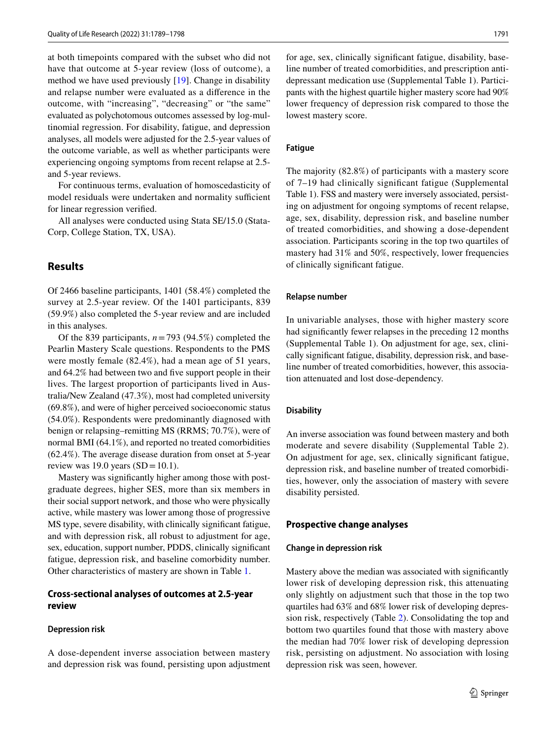at both timepoints compared with the subset who did not have that outcome at 5-year review (loss of outcome), a method we have used previously [19]. Change in disability and relapse number were evaluated as a difference in the outcome, with "increasing", "decreasing" or "the same" evaluated as polychotomous outcomes assessed by log-multinomial regression. For disability, fatigue, and depression analyses, all models were adjusted for the 2.5-year values of the outcome variable, as well as whether participants were experiencing ongoing symptoms from recent relapse at 2.5- and 5-year reviews.

For continuous terms, evaluation of homoscedasticity of model residuals were undertaken and normality sufficient for linear regression verified.

All analyses were conducted using Stata SE/15.0 (StataCorp, College Station, TX, USA).

## Results

Of 2466 baseline participants, 1401 (58.4%) completed the survey at 2.5-year review. Of the 1401 participants, 839 (59.9%) also completed the 5-year review and are included in this analyses.

Of the 839 participants, $n=793$ (94.5%) completed the Pearlin Mastery Scale questions. Respondents to the PMS were mostly female (82.4%), had a mean age of 51 years, and 64.2% had between two and five support people in their lives. The largest proportion of participants lived in Australia/New Zealand (47.3%), most had completed university (69.8%), and were of higher perceived socioeconomic status (54.0%). Respondents were predominantly diagnosed with benign or relapsing–remitting MS (RRMS; 70.7%), were of normal BMI (64.1%), and reported no treated comorbidities (62.4%). The average disease duration from onset at 5-year review was 19.0 years (SD = 10.1).

Mastery was significantly higher among those with postgraduate degrees, higher SES, more than six members in their social support network, and those who were physically active, while mastery was lower among those of progressive MS type, severe disability, with clinically significant fatigue, and with depression risk, all robust to adjustment for age, sex, education, support number, PDDS, clinically significant fatigue, depression risk, and baseline comorbidity number. Other characteristics of mastery are shown in Table 1.

### Cross-sectional analyses of outcomes at 2.5-year review

#### Depression risk

A dose-dependent inverse association between mastery and depression risk was found, persisting upon adjustment for age, sex, clinically significant fatigue, disability, baseline number of treated comorbidities, and prescription antidepressant medication use (Supplemental Table 1). Participants with the highest quartile higher mastery score had 90% lower frequency of depression risk compared to those the lowest mastery score.

#### Fatigue

The majority (82.8%) of participants with a mastery score of 7–19 had clinically significant fatigue (Supplemental Table 1). FSS and mastery were inversely associated, persisting on adjustment for ongoing symptoms of recent relapse, age, sex, disability, depression risk, and baseline number of treated comorbidities, and showing a dose-dependent association. Participants scoring in the top two quartiles of mastery had 31% and 50%, respectively, lower frequencies of clinically significant fatigue.

#### Relapse number

In univariable analyses, those with higher mastery score had significantly fewer relapses in the preceding 12 months (Supplemental Table 1). On adjustment for age, sex, clinically significant fatigue, disability, depression risk, and baseline number of treated comorbidities, however, this association attenuated and lost dose-dependency.

#### Disability

An inverse association was found between mastery and both moderate and severe disability (Supplemental Table 2). On adjustment for age, sex, clinically significant fatigue, depression risk, and baseline number of treated comorbidities, however, only the association of mastery with severe disability persisted.

### Prospective change analyses

#### Change in depression risk

Mastery above the median was associated with significantly lower risk of developing depression risk, this attenuating only slightly on adjustment such that those in the top two quartiles had 63% and 68% lower risk of developing depression risk, respectively (Table 2). Consolidating the top and bottom two quartiles found that those with mastery above the median had 70% lower risk of developing depression risk, persisting on adjustment. No association with losing depression risk was seen, however.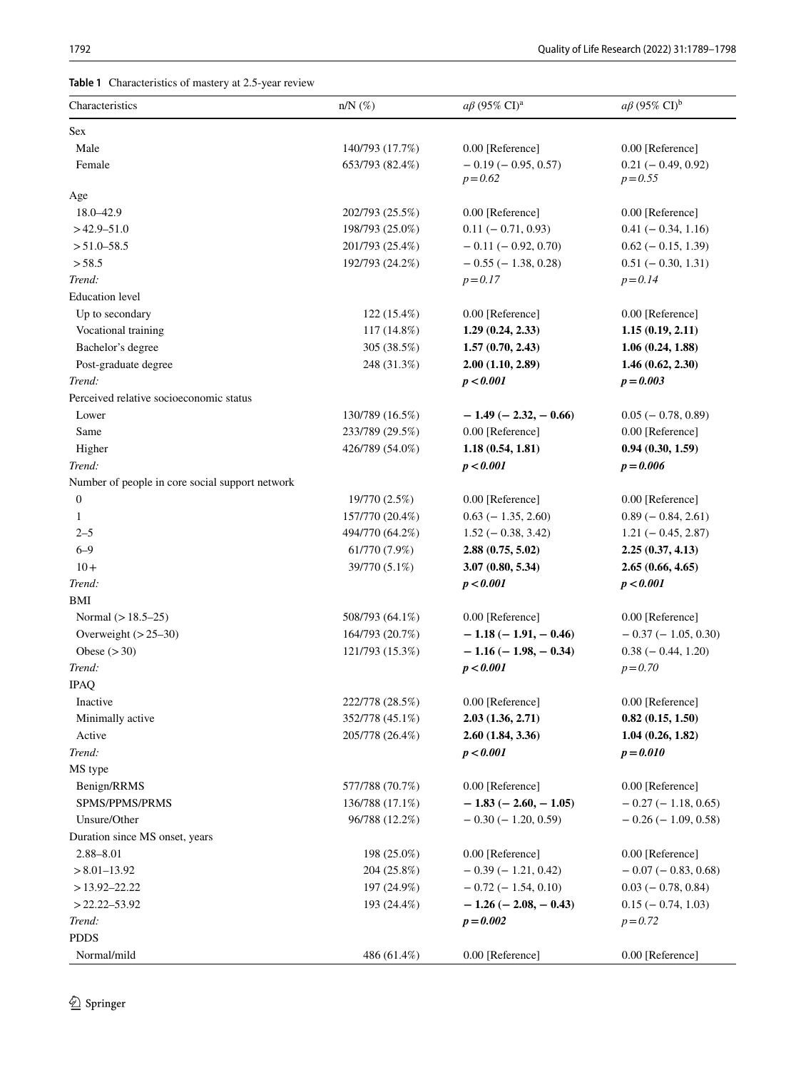**Table 1** Characteristics of mastery at 2.5-year review

| Characteristics | n/N (%) | $a\beta$ (95% CI)[a] | $a\beta$ (95% CI)[b] |
|---|---|---|---|
| Sex | | | |
| Male | 140/793 (17.7%) | 0.00 [Reference] | 0.00 [Reference] |
| Female | 653/793 (82.4%) | − 0.19 (− 0.95, 0.57) *p = 0.62* | 0.21 (− 0.49, 0.92) *p = 0.55* |
| Age | | | |
| 18.0–42.9 | 202/793 (25.5%) | 0.00 [Reference] | 0.00 [Reference] |
| > 42.9–51.0 | 198/793 (25.0%) | 0.11 (− 0.71, 0.93) | 0.41 (− 0.34, 1.16) |
| > 51.0–58.5 | 201/793 (25.4%) | − 0.11 (− 0.92, 0.70) | 0.62 (− 0.15, 1.39) |
| > 58.5 | 192/793 (24.2%) | − 0.55 (− 1.38, 0.28) | 0.51 (− 0.30, 1.31) |
| *Trend:* | | *p = 0.17* | *p = 0.14* |
| Education level | | | |
| Up to secondary | 122 (15.4%) | 0.00 [Reference] | 0.00 [Reference] |
| Vocational training | 117 (14.8%) | **1.29 (0.24, 2.33)** | **1.15 (0.19, 2.11)** |
| Bachelor's degree | 305 (38.5%) | **1.57 (0.70, 2.43)** | **1.06 (0.24, 1.88)** |
| Post-graduate degree | 248 (31.3%) | **2.00 (1.10, 2.89)** | **1.46 (0.62, 2.30)** |
| *Trend:* | | ***p < 0.001*** | ***p = 0.003*** |
| Perceived relative socioeconomic status | | | |
| Lower | 130/789 (16.5%) | **− 1.49 (− 2.32, − 0.66)** | 0.05 (− 0.78, 0.89) |
| Same | 233/789 (29.5%) | 0.00 [Reference] | 0.00 [Reference] |
| Higher | 426/789 (54.0%) | **1.18 (0.54, 1.81)** | **0.94 (0.30, 1.59)** |
| *Trend:* | | ***p < 0.001*** | ***p = 0.006*** |
| Number of people in core social support network | | | |
| 0 | 19/770 (2.5%) | 0.00 [Reference] | 0.00 [Reference] |
| 1 | 157/770 (20.4%) | 0.63 (− 1.35, 2.60) | 0.89 (− 0.84, 2.61) |
| 2–5 | 494/770 (64.2%) | 1.52 (− 0.38, 3.42) | 1.21 (− 0.45, 2.87) |
| 6–9 | 61/770 (7.9%) | **2.88 (0.75, 5.02)** | **2.25 (0.37, 4.13)** |
| 10+ | 39/770 (5.1%) | **3.07 (0.80, 5.34)** | **2.65 (0.66, 4.65)** |
| *Trend:* | | ***p < 0.001*** | ***p < 0.001*** |
| BMI | | | |
| Normal (> 18.5–25) | 508/793 (64.1%) | 0.00 [Reference] | 0.00 [Reference] |
| Overweight (> 25–30) | 164/793 (20.7%) | **− 1.18 (− 1.91, − 0.46)** | − 0.37 (− 1.05, 0.30) |
| Obese (> 30) | 121/793 (15.3%) | **− 1.16 (− 1.98, − 0.34)** | 0.38 (− 0.44, 1.20) |
| *Trend:* | | ***p < 0.001*** | *p = 0.70* |
| IPAQ | | | |
| Inactive | 222/778 (28.5%) | 0.00 [Reference] | 0.00 [Reference] |
| Minimally active | 352/778 (45.1%) | **2.03 (1.36, 2.71)** | **0.82 (0.15, 1.50)** |
| Active | 205/778 (26.4%) | **2.60 (1.84, 3.36)** | **1.04 (0.26, 1.82)** |
| *Trend:* | | ***p < 0.001*** | ***p = 0.010*** |
| MS type | | | |
| Benign/RRMS | 577/788 (70.7%) | 0.00 [Reference] | 0.00 [Reference] |
| SPMS/PPMS/PRMS | 136/788 (17.1%) | **− 1.83 (− 2.60, − 1.05)** | − 0.27 (− 1.18, 0.65) |
| Unsure/Other | 96/788 (12.2%) | − 0.30 (− 1.20, 0.59) | − 0.26 (− 1.09, 0.58) |
| Duration since MS onset, years | | | |
| 2.88–8.01 | 198 (25.0%) | 0.00 [Reference] | 0.00 [Reference] |
| > 8.01–13.92 | 204 (25.8%) | − 0.39 (− 1.21, 0.42) | − 0.07 (− 0.83, 0.68) |
| > 13.92–22.22 | 197 (24.9%) | − 0.72 (− 1.54, 0.10) | 0.03 (− 0.78, 0.84) |
| > 22.22–53.92 | 193 (24.4%) | **− 1.26 (− 2.08, − 0.43)** | 0.15 (− 0.74, 1.03) |
| *Trend:* | | ***p = 0.002*** | *p = 0.72* |
| PDDS | | | |
| Normal/mild | 486 (61.4%) | 0.00 [Reference] | 0.00 [Reference] |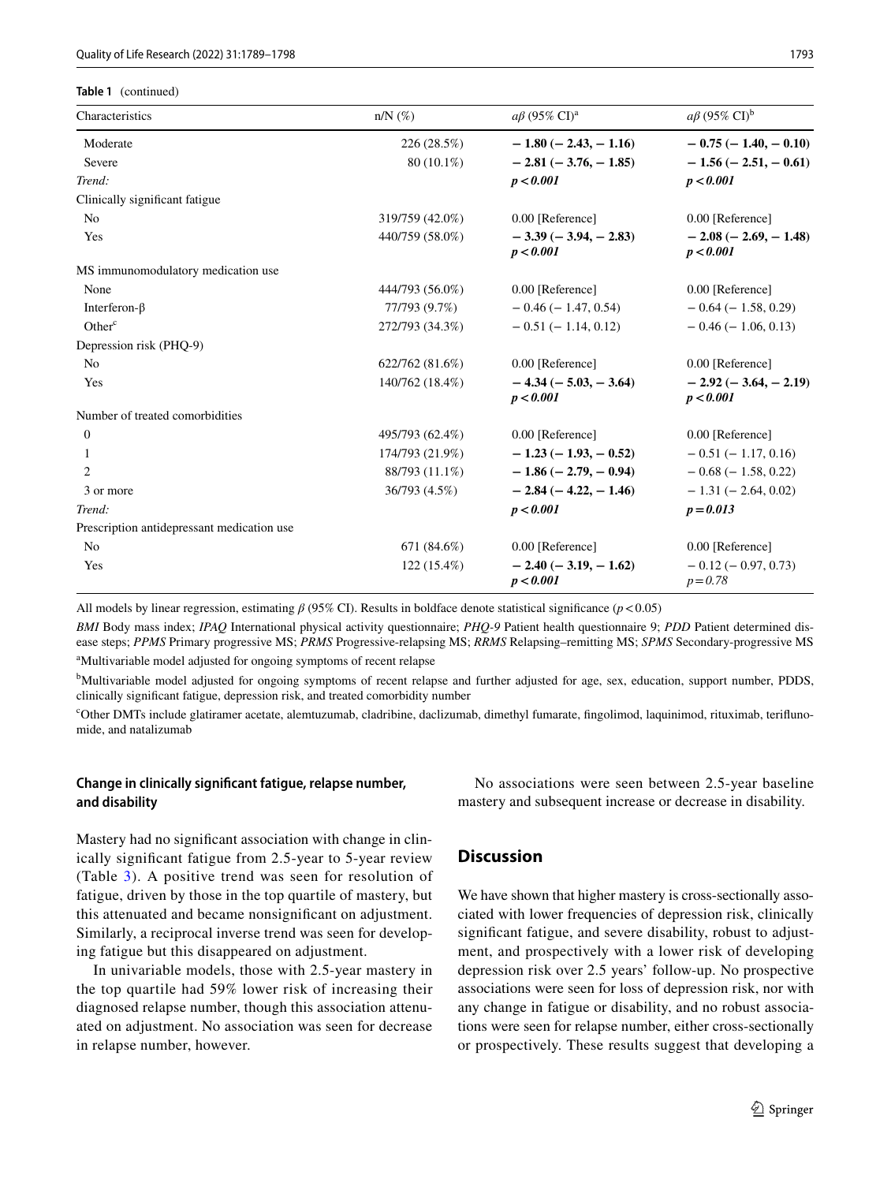**Table 1** (continued)

| Characteristics | n/N (%) | $a\beta$ (95% CI)[a] | $a\beta$ (95% CI)[b] |
|---|---|---|---|
| Moderate | 226 (28.5%) | **− 1.80 (− 2.43, − 1.16)** | **− 0.75 (− 1.40, − 0.10)** |
| Severe | 80 (10.1%) | **− 2.81 (− 3.76, − 1.85)** | **− 1.56 (− 2.51, − 0.61)** |
| *Trend:* | | ***p < 0.001*** | ***p < 0.001*** |
| Clinically significant fatigue | | | |
| No | 319/759 (42.0%) | 0.00 [Reference] | 0.00 [Reference] |
| Yes | 440/759 (58.0%) | **− 3.39 (− 3.94, − 2.83)** ***p < 0.001*** | **− 2.08 (− 2.69, − 1.48)** ***p < 0.001*** |
| MS immunomodulatory medication use | | | |
| None | 444/793 (56.0%) | 0.00 [Reference] | 0.00 [Reference] |
| Interferon-β | 77/793 (9.7%) | − 0.46 (− 1.47, 0.54) | − 0.64 (− 1.58, 0.29) |
| Other[c] | 272/793 (34.3%) | − 0.51 (− 1.14, 0.12) | − 0.46 (− 1.06, 0.13) |
| Depression risk (PHQ-9) | | | |
| No | 622/762 (81.6%) | 0.00 [Reference] | 0.00 [Reference] |
| Yes | 140/762 (18.4%) | **− 4.34 (− 5.03, − 3.64)** ***p < 0.001*** | **− 2.92 (− 3.64, − 2.19)** ***p < 0.001*** |
| Number of treated comorbidities | | | |
| 0 | 495/793 (62.4%) | 0.00 [Reference] | 0.00 [Reference] |
| 1 | 174/793 (21.9%) | **− 1.23 (− 1.93, − 0.52)** | − 0.51 (− 1.17, 0.16) |
| 2 | 88/793 (11.1%) | **− 1.86 (− 2.79, − 0.94)** | − 0.68 (− 1.58, 0.22) |
| 3 or more | 36/793 (4.5%) | **− 2.84 (− 4.22, − 1.46)** | − 1.31 (− 2.64, 0.02) |
| *Trend:* | | ***p < 0.001*** | ***p = 0.013*** |
| Prescription antidepressant medication use | | | |
| No | 671 (84.6%) | 0.00 [Reference] | 0.00 [Reference] |
| Yes | 122 (15.4%) | **− 2.40 (− 3.19, − 1.62)** ***p < 0.001*** | − 0.12 (− 0.97, 0.73) *p = 0.78* |

All models by linear regression, estimating $\beta$ (95% CI). Results in boldface denote statistical significance ($p < 0.05$)

*BMI* Body mass index; *IPAQ* International physical activity questionnaire; *PHQ-9* Patient health questionnaire 9; *PDD* Patient determined disease steps; *PPMS* Primary progressive MS; *PRMS* Progressive-relapsing MS; *RRMS* Relapsing–remitting MS; *SPMS* Secondary-progressive MS

[a]Multivariable model adjusted for ongoing symptoms of recent relapse

[b]Multivariable model adjusted for ongoing symptoms of recent relapse and further adjusted for age, sex, education, support number, PDDS, clinically significant fatigue, depression risk, and treated comorbidity number

[c]Other DMTs include glatiramer acetate, alemtuzumab, cladribine, daclizumab, dimethyl fumarate, fingolimod, laquinimod, rituximab, teriflunomide, and natalizumab

### Change in clinically significant fatigue, relapse number, and disability

Mastery had no significant association with change in clinically significant fatigue from 2.5-year to 5-year review (Table 3). A positive trend was seen for resolution of fatigue, driven by those in the top quartile of mastery, but this attenuated and became nonsignificant on adjustment. Similarly, a reciprocal inverse trend was seen for developing fatigue but this disappeared on adjustment.

In univariable models, those with 2.5-year mastery in the top quartile had 59% lower risk of increasing their diagnosed relapse number, though this association attenuated on adjustment. No association was seen for decrease in relapse number, however.

No associations were seen between 2.5-year baseline mastery and subsequent increase or decrease in disability.

## Discussion

We have shown that higher mastery is cross-sectionally associated with lower frequencies of depression risk, clinically significant fatigue, and severe disability, robust to adjustment, and prospectively with a lower risk of developing depression risk over 2.5 years' follow-up. No prospective associations were seen for loss of depression risk, nor with any change in fatigue or disability, and no robust associations were seen for relapse number, either cross-sectionally or prospectively. These results suggest that developing a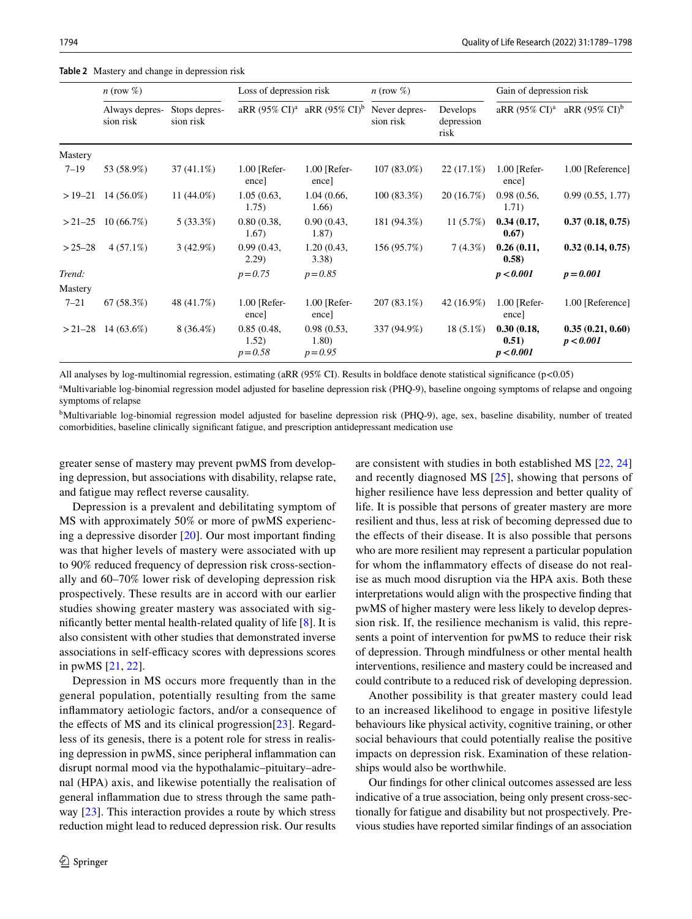**Table 2** Mastery and change in depression risk

| | *n* (row %) | | Loss of depression risk | | *n* (row %) | | Gain of depression risk | |
|---|---|---|---|---|---|---|---|---|
| | Always depression risk | Stops depression risk | aRR (95% CI)[a] | aRR (95% CI)[b] | Never depression risk | Develops depression risk | aRR (95% CI)[a] | aRR (95% CI)[b] |
| Mastery | | | | | | | | |
| 7–19 | 53 (58.9%) | 37 (41.1%) | 1.00 [Reference] | 1.00 [Reference] | 107 (83.0%) | 22 (17.1%) | 1.00 [Reference] | 1.00 [Reference] |
| > 19–21 | 14 (56.0%) | 11 (44.0%) | 1.05 (0.63, 1.75) | 1.04 (0.66, 1.66) | 100 (83.3%) | 20 (16.7%) | 0.98 (0.56, 1.71) | 0.99 (0.55, 1.77) |
| > 21–25 | 10 (66.7%) | 5 (33.3%) | 0.80 (0.38, 1.67) | 0.90 (0.43, 1.87) | 181 (94.3%) | 11 (5.7%) | **0.34 (0.17, 0.67)** | **0.37 (0.18, 0.75)** |
| > 25–28 | 4 (57.1%) | 3 (42.9%) | 0.99 (0.43, 2.29) | 1.20 (0.43, 3.38) | 156 (95.7%) | 7 (4.3%) | **0.26 (0.11, 0.58)** | **0.32 (0.14, 0.75)** |
| *Trend:* | | | $p = 0.75$ | $p = 0.85$ | | | $\boldsymbol{p < 0.001}$ | $\boldsymbol{p = 0.001}$ |
| Mastery | | | | | | | | |
| 7–21 | 67 (58.3%) | 48 (41.7%) | 1.00 [Reference] | 1.00 [Reference] | 207 (83.1%) | 42 (16.9%) | 1.00 [Reference] | 1.00 [Reference] |
| > 21–28 | 14 (63.6%) | 8 (36.4%) | 0.85 (0.48, 1.52) $p = 0.58$ | 0.98 (0.53, 1.80) $p = 0.95$ | 337 (94.9%) | 18 (5.1%) | **0.30 (0.18, 0.51)** $\boldsymbol{p < 0.001}$ | **0.35 (0.21, 0.60)** $\boldsymbol{p < 0.001}$ |

All analyses by log-multinomial regression, estimating (aRR (95% CI). Results in boldface denote statistical significance ($p<0.05$)

[a]Multivariable log-binomial regression model adjusted for baseline depression risk (PHQ-9), baseline ongoing symptoms of relapse and ongoing symptoms of relapse

[b]Multivariable log-binomial regression model adjusted for baseline depression risk (PHQ-9), age, sex, baseline disability, number of treated comorbidities, baseline clinically significant fatigue, and prescription antidepressant medication use

greater sense of mastery may prevent pwMS from developing depression, but associations with disability, relapse rate, and fatigue may reflect reverse causality.

Depression is a prevalent and debilitating symptom of MS with approximately 50% or more of pwMS experiencing a depressive disorder [20]. Our most important finding was that higher levels of mastery were associated with up to 90% reduced frequency of depression risk cross-sectionally and 60–70% lower risk of developing depression risk prospectively. These results are in accord with our earlier studies showing greater mastery was associated with significantly better mental health-related quality of life [8]. It is also consistent with other studies that demonstrated inverse associations in self-efficacy scores with depressions scores in pwMS [21, 22].

Depression in MS occurs more frequently than in the general population, potentially resulting from the same inflammatory aetiologic factors, and/or a consequence of the effects of MS and its clinical progression[23]. Regardless of its genesis, there is a potent role for stress in realising depression in pwMS, since peripheral inflammation can disrupt normal mood via the hypothalamic–pituitary–adrenal (HPA) axis, and likewise potentially the realisation of general inflammation due to stress through the same pathway [23]. This interaction provides a route by which stress reduction might lead to reduced depression risk. Our results are consistent with studies in both established MS [22, 24] and recently diagnosed MS [25], showing that persons of higher resilience have less depression and better quality of life. It is possible that persons of greater mastery are more resilient and thus, less at risk of becoming depressed due to the effects of their disease. It is also possible that persons who are more resilient may represent a particular population for whom the inflammatory effects of disease do not realise as much mood disruption via the HPA axis. Both these interpretations would align with the prospective finding that pwMS of higher mastery were less likely to develop depression risk. If, the resilience mechanism is valid, this represents a point of intervention for pwMS to reduce their risk of depression. Through mindfulness or other mental health interventions, resilience and mastery could be increased and could contribute to a reduced risk of developing depression.

Another possibility is that greater mastery could lead to an increased likelihood to engage in positive lifestyle behaviours like physical activity, cognitive training, or other social behaviours that could potentially realise the positive impacts on depression risk. Examination of these relationships would also be worthwhile.

Our findings for other clinical outcomes assessed are less indicative of a true association, being only present cross-sectionally for fatigue and disability but not prospectively. Previous studies have reported similar findings of an association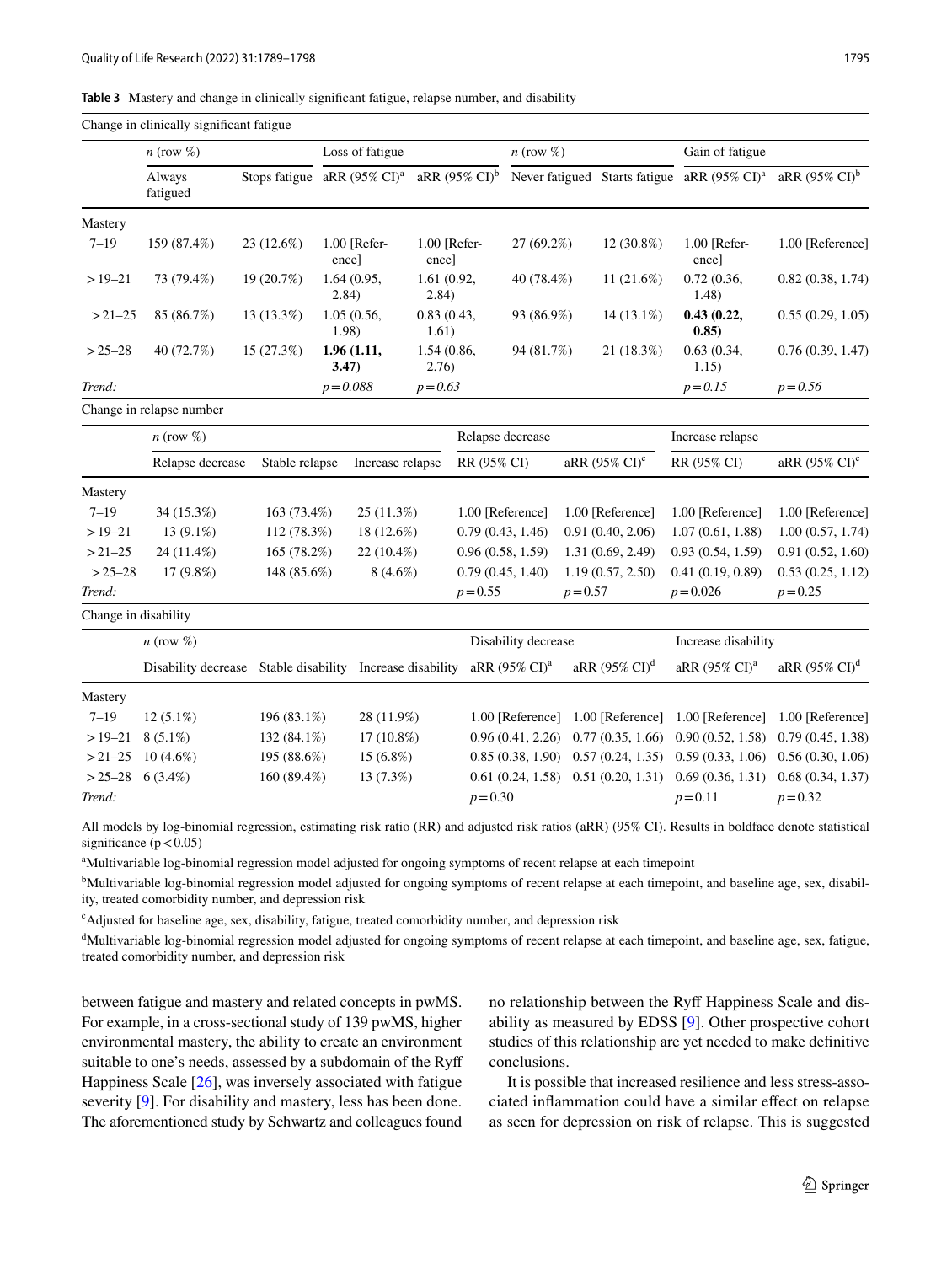**Table 3** Mastery and change in clinically significant fatigue, relapse number, and disability

Change in clinically significant fatigue

| | *n* (row %) | | Loss of fatigue | | *n* (row %) | | Gain of fatigue | |
|---|---|---|---|---|---|---|---|---|
| | Always fatigued | Stops fatigue | aRR (95% CI)[a] | aRR (95% CI)[b] | Never fatigued | Starts fatigue | aRR (95% CI)[a] | aRR (95% CI)[b] |
| Mastery | | | | | | | | |
| 7–19 | 159 (87.4%) | 23 (12.6%) | 1.00 [Reference] | 1.00 [Reference] | 27 (69.2%) | 12 (30.8%) | 1.00 [Reference] | 1.00 [Reference] |
| >19–21 | 73 (79.4%) | 19 (20.7%) | 1.64 (0.95, 2.84) | 1.61 (0.92, 2.84) | 40 (78.4%) | 11 (21.6%) | 0.72 (0.36, 1.48) | 0.82 (0.38, 1.74) |
| >21–25 | 85 (86.7%) | 13 (13.3%) | 1.05 (0.56, 1.98) | 0.83 (0.43, 1.61) | 93 (86.9%) | 14 (13.1%) | **0.43 (0.22, 0.85)** | 0.55 (0.29, 1.05) |
| >25–28 | 40 (72.7%) | 15 (27.3%) | **1.96 (1.11, 3.47)** | 1.54 (0.86, 2.76) | 94 (81.7%) | 21 (18.3%) | 0.63 (0.34, 1.15) | 0.76 (0.39, 1.47) |
| *Trend:* | | | *p = 0.088* | *p = 0.63* | | | *p = 0.15* | *p = 0.56* |

Change in relapse number

| | *n* (row %) | | | Relapse decrease | | Increase relapse | |
|---|---|---|---|---|---|---|---|
| | Relapse decrease | Stable relapse | Increase relapse | RR (95% CI) | aRR (95% CI)[c] | RR (95% CI) | aRR (95% CI)[c] |
| Mastery | | | | | | | |
| 7–19 | 34 (15.3%) | 163 (73.4%) | 25 (11.3%) | 1.00 [Reference] | 1.00 [Reference] | 1.00 [Reference] | 1.00 [Reference] |
| >19–21 | 13 (9.1%) | 112 (78.3%) | 18 (12.6%) | 0.79 (0.43, 1.46) | 0.91 (0.40, 2.06) | 1.07 (0.61, 1.88) | 1.00 (0.57, 1.74) |
| >21–25 | 24 (11.4%) | 165 (78.2%) | 22 (10.4%) | 0.96 (0.58, 1.59) | 1.31 (0.69, 2.49) | 0.93 (0.54, 1.59) | 0.91 (0.52, 1.60) |
| >25–28 | 17 (9.8%) | 148 (85.6%) | 8 (4.6%) | 0.79 (0.45, 1.40) | 1.19 (0.57, 2.50) | 0.41 (0.19, 0.89) | 0.53 (0.25, 1.12) |
| *Trend:* | | | | $p = 0.55$ | $p = 0.57$ | $p = 0.026$ | $p = 0.25$ |

Change in disability

| | *n* (row %) | | | Disability decrease | | Increase disability | |
|---|---|---|---|---|---|---|---|
| | Disability decrease | Stable disability | Increase disability | aRR (95% CI)[a] | aRR (95% CI)[d] | aRR (95% CI)[a] | aRR (95% CI)[d] |
| Mastery | | | | | | | |
| 7–19 | 12 (5.1%) | 196 (83.1%) | 28 (11.9%) | 1.00 [Reference] | 1.00 [Reference] | 1.00 [Reference] | 1.00 [Reference] |
| >19–21 | 8 (5.1%) | 132 (84.1%) | 17 (10.8%) | 0.96 (0.41, 2.26) | 0.77 (0.35, 1.66) | 0.90 (0.52, 1.58) | 0.79 (0.45, 1.38) |
| >21–25 | 10 (4.6%) | 195 (88.6%) | 15 (6.8%) | 0.85 (0.38, 1.90) | 0.57 (0.24, 1.35) | 0.59 (0.33, 1.06) | 0.56 (0.30, 1.06) |
| >25–28 | 6 (3.4%) | 160 (89.4%) | 13 (7.3%) | 0.61 (0.24, 1.58) | 0.51 (0.20, 1.31) | 0.69 (0.36, 1.31) | 0.68 (0.34, 1.37) |
| *Trend:* | | | | $p = 0.30$ | | $p = 0.11$ | $p = 0.32$ |

All models by log-binomial regression, estimating risk ratio (RR) and adjusted risk ratios (aRR) (95% CI). Results in boldface denote statistical significance ($p < 0.05$)

[a]Multivariable log-binomial regression model adjusted for ongoing symptoms of recent relapse at each timepoint

[b]Multivariable log-binomial regression model adjusted for ongoing symptoms of recent relapse at each timepoint, and baseline age, sex, disability, treated comorbidity number, and depression risk

[c]Adjusted for baseline age, sex, disability, fatigue, treated comorbidity number, and depression risk

[d]Multivariable log-binomial regression model adjusted for ongoing symptoms of recent relapse at each timepoint, and baseline age, sex, fatigue, treated comorbidity number, and depression risk

between fatigue and mastery and related concepts in pwMS. For example, in a cross-sectional study of 139 pwMS, higher environmental mastery, the ability to create an environment suitable to one's needs, assessed by a subdomain of the Ryff Happiness Scale [26], was inversely associated with fatigue severity [9]. For disability and mastery, less has been done. The aforementioned study by Schwartz and colleagues found no relationship between the Ryff Happiness Scale and disability as measured by EDSS [9]. Other prospective cohort studies of this relationship are yet needed to make definitive conclusions.

It is possible that increased resilience and less stress-associated inflammation could have a similar effect on relapse as seen for depression on risk of relapse. This is suggested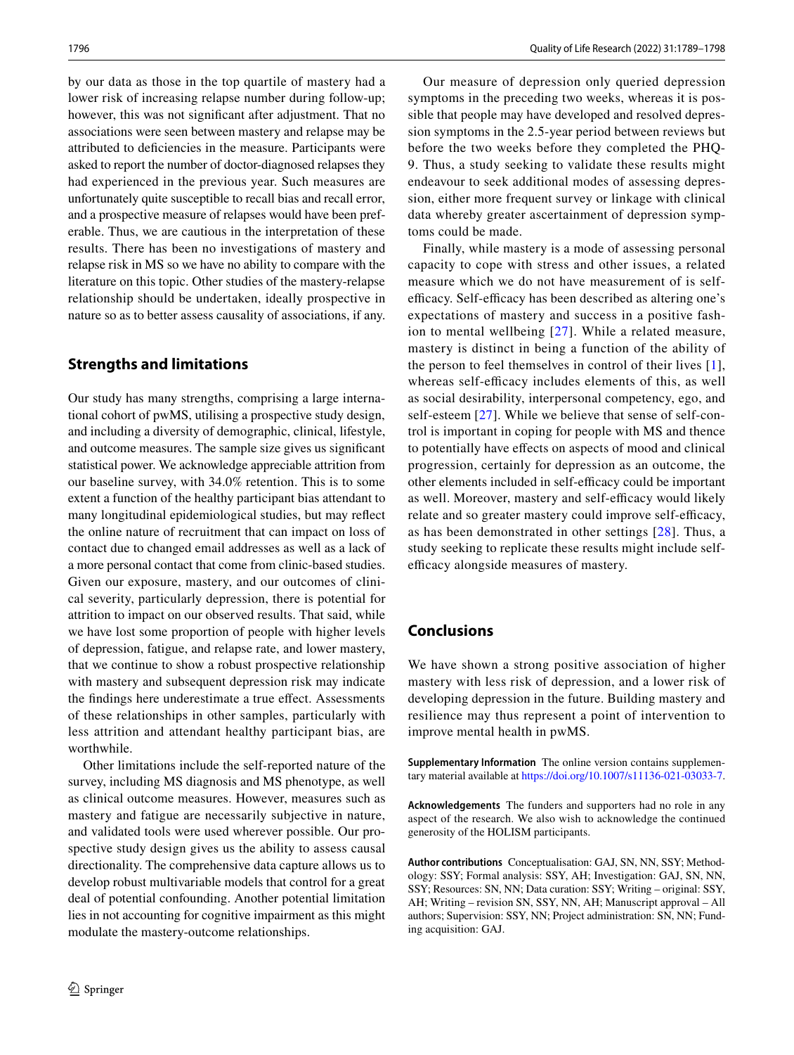by our data as those in the top quartile of mastery had a lower risk of increasing relapse number during follow-up; however, this was not significant after adjustment. That no associations were seen between mastery and relapse may be attributed to deficiencies in the measure. Participants were asked to report the number of doctor-diagnosed relapses they had experienced in the previous year. Such measures are unfortunately quite susceptible to recall bias and recall error, and a prospective measure of relapses would have been preferable. Thus, we are cautious in the interpretation of these results. There has been no investigations of mastery and relapse risk in MS so we have no ability to compare with the literature on this topic. Other studies of the mastery-relapse relationship should be undertaken, ideally prospective in nature so as to better assess causality of associations, if any.

## Strengths and limitations

Our study has many strengths, comprising a large international cohort of pwMS, utilising a prospective study design, and including a diversity of demographic, clinical, lifestyle, and outcome measures. The sample size gives us significant statistical power. We acknowledge appreciable attrition from our baseline survey, with 34.0% retention. This is to some extent a function of the healthy participant bias attendant to many longitudinal epidemiological studies, but may reflect the online nature of recruitment that can impact on loss of contact due to changed email addresses as well as a lack of a more personal contact that come from clinic-based studies. Given our exposure, mastery, and our outcomes of clinical severity, particularly depression, there is potential for attrition to impact on our observed results. That said, while we have lost some proportion of people with higher levels of depression, fatigue, and relapse rate, and lower mastery, that we continue to show a robust prospective relationship with mastery and subsequent depression risk may indicate the findings here underestimate a true effect. Assessments of these relationships in other samples, particularly with less attrition and attendant healthy participant bias, are worthwhile.

Other limitations include the self-reported nature of the survey, including MS diagnosis and MS phenotype, as well as clinical outcome measures. However, measures such as mastery and fatigue are necessarily subjective in nature, and validated tools were used wherever possible. Our prospective study design gives us the ability to assess causal directionality. The comprehensive data capture allows us to develop robust multivariable models that control for a great deal of potential confounding. Another potential limitation lies in not accounting for cognitive impairment as this might modulate the mastery-outcome relationships.

Our measure of depression only queried depression symptoms in the preceding two weeks, whereas it is possible that people may have developed and resolved depression symptoms in the 2.5-year period between reviews but before the two weeks before they completed the PHQ-9. Thus, a study seeking to validate these results might endeavour to seek additional modes of assessing depression, either more frequent survey or linkage with clinical data whereby greater ascertainment of depression symptoms could be made.

Finally, while mastery is a mode of assessing personal capacity to cope with stress and other issues, a related measure which we do not have measurement of is self-efficacy. Self-efficacy has been described as altering one's expectations of mastery and success in a positive fashion to mental wellbeing [27]. While a related measure, mastery is distinct in being a function of the ability of the person to feel themselves in control of their lives [1], whereas self-efficacy includes elements of this, as well as social desirability, interpersonal competency, ego, and self-esteem [27]. While we believe that sense of self-control is important in coping for people with MS and thence to potentially have effects on aspects of mood and clinical progression, certainly for depression as an outcome, the other elements included in self-efficacy could be important as well. Moreover, mastery and self-efficacy would likely relate and so greater mastery could improve self-efficacy, as has been demonstrated in other settings [28]. Thus, a study seeking to replicate these results might include self-efficacy alongside measures of mastery.

## Conclusions

We have shown a strong positive association of higher mastery with less risk of depression, and a lower risk of developing depression in the future. Building mastery and resilience may thus represent a point of intervention to improve mental health in pwMS.

**Supplementary Information** The online version contains supplementary material available at https://doi.org/10.1007/s11136-021-03033-7.

**Acknowledgements** The funders and supporters had no role in any aspect of the research. We also wish to acknowledge the continued generosity of the HOLISM participants.

**Author contributions** Conceptualisation: GAJ, SN, NN, SSY; Methodology: SSY; Formal analysis: SSY, AH; Investigation: GAJ, SN, NN, SSY; Resources: SN, NN; Data curation: SSY; Writing – original: SSY, AH; Writing – revision SN, SSY, NN, AH; Manuscript approval – All authors; Supervision: SSY, NN; Project administration: SN, NN; Funding acquisition: GAJ.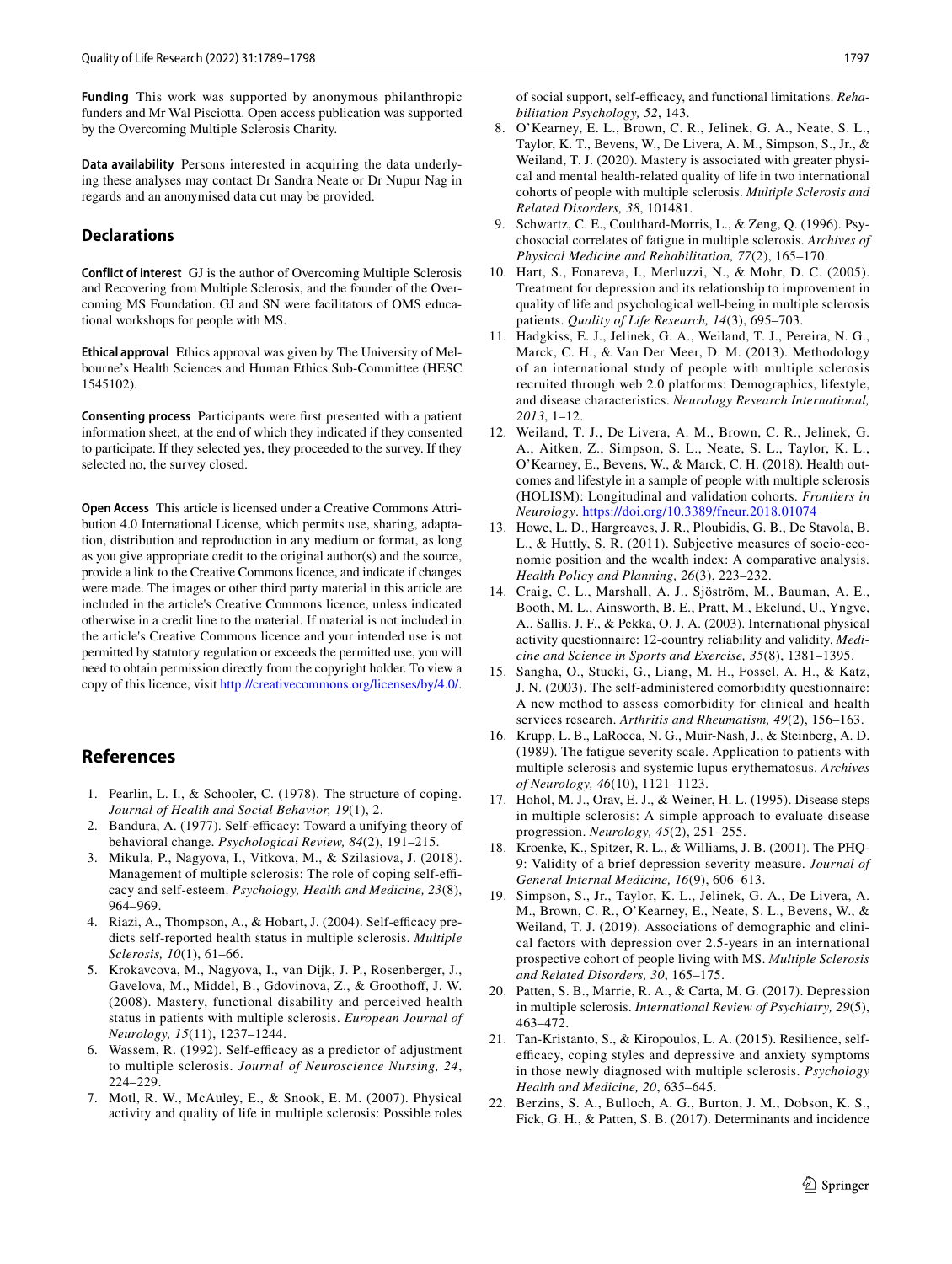**Funding** This work was supported by anonymous philanthropic funders and Mr Wal Pisciotta. Open access publication was supported by the Overcoming Multiple Sclerosis Charity.

**Data availability** Persons interested in acquiring the data underlying these analyses may contact Dr Sandra Neate or Dr Nupur Nag in regards and an anonymised data cut may be provided.

## Declarations

**Conflict of interest** GJ is the author of Overcoming Multiple Sclerosis and Recovering from Multiple Sclerosis, and the founder of the Overcoming MS Foundation. GJ and SN were facilitators of OMS educational workshops for people with MS.

**Ethical approval** Ethics approval was given by The University of Melbourne's Health Sciences and Human Ethics Sub-Committee (HESC 1545102).

**Consenting process** Participants were first presented with a patient information sheet, at the end of which they indicated if they consented to participate. If they selected yes, they proceeded to the survey. If they selected no, the survey closed.

**Open Access** This article is licensed under a Creative Commons Attribution 4.0 International License, which permits use, sharing, adaptation, distribution and reproduction in any medium or format, as long as you give appropriate credit to the original author(s) and the source, provide a link to the Creative Commons licence, and indicate if changes were made. The images or other third party material in this article are included in the article's Creative Commons licence, unless indicated otherwise in a credit line to the material. If material is not included in the article's Creative Commons licence and your intended use is not permitted by statutory regulation or exceeds the permitted use, you will need to obtain permission directly from the copyright holder. To view a copy of this licence, visit http://creativecommons.org/licenses/by/4.0/.

## References

1. Pearlin, L. I., & Schooler, C. (1978). The structure of coping. *Journal of Health and Social Behavior, 19*(1), 2.
2. Bandura, A. (1977). Self-efficacy: Toward a unifying theory of behavioral change. *Psychological Review, 84*(2), 191–215.
3. Mikula, P., Nagyova, I., Vitkova, M., & Szilasiova, J. (2018). Management of multiple sclerosis: The role of coping self-efficacy and self-esteem. *Psychology, Health and Medicine, 23*(8), 964–969.
4. Riazi, A., Thompson, A., & Hobart, J. (2004). Self-efficacy predicts self-reported health status in multiple sclerosis. *Multiple Sclerosis, 10*(1), 61–66.
5. Krokavcova, M., Nagyova, I., van Dijk, J. P., Rosenberger, J., Gavelova, M., Middel, B., Gdovinova, Z., & Groothoff, J. W. (2008). Mastery, functional disability and perceived health status in patients with multiple sclerosis. *European Journal of Neurology, 15*(11), 1237–1244.
6. Wassem, R. (1992). Self-efficacy as a predictor of adjustment to multiple sclerosis. *Journal of Neuroscience Nursing, 24*, 224–229.
7. Motl, R. W., McAuley, E., & Snook, E. M. (2007). Physical activity and quality of life in multiple sclerosis: Possible roles of social support, self-efficacy, and functional limitations. *Rehabilitation Psychology, 52*, 143.
8. O'Kearney, E. L., Brown, C. R., Jelinek, G. A., Neate, S. L., Taylor, K. T., Bevens, W., De Livera, A. M., Simpson, S., Jr., & Weiland, T. J. (2020). Mastery is associated with greater physical and mental health-related quality of life in two international cohorts of people with multiple sclerosis. *Multiple Sclerosis and Related Disorders, 38*, 101481.
9. Schwartz, C. E., Coulthard-Morris, L., & Zeng, Q. (1996). Psychosocial correlates of fatigue in multiple sclerosis. *Archives of Physical Medicine and Rehabilitation, 77*(2), 165–170.
10. Hart, S., Fonareva, I., Merluzzi, N., & Mohr, D. C. (2005). Treatment for depression and its relationship to improvement in quality of life and psychological well-being in multiple sclerosis patients. *Quality of Life Research, 14*(3), 695–703.
11. Hadgkiss, E. J., Jelinek, G. A., Weiland, T. J., Pereira, N. G., Marck, C. H., & Van Der Meer, D. M. (2013). Methodology of an international study of people with multiple sclerosis recruited through web 2.0 platforms: Demographics, lifestyle, and disease characteristics. *Neurology Research International, 2013*, 1–12.
12. Weiland, T. J., De Livera, A. M., Brown, C. R., Jelinek, G. A., Aitken, Z., Simpson, S. L., Neate, S. L., Taylor, K. L., O'Kearney, E., Bevens, W., & Marck, C. H. (2018). Health outcomes and lifestyle in a sample of people with multiple sclerosis (HOLISM): Longitudinal and validation cohorts. *Frontiers in Neurology*. https://doi.org/10.3389/fneur.2018.01074
13. Howe, L. D., Hargreaves, J. R., Ploubidis, G. B., De Stavola, B. L., & Huttly, S. R. (2011). Subjective measures of socio-economic position and the wealth index: A comparative analysis. *Health Policy and Planning, 26*(3), 223–232.
14. Craig, C. L., Marshall, A. J., Sjöström, M., Bauman, A. E., Booth, M. L., Ainsworth, B. E., Pratt, M., Ekelund, U., Yngve, A., Sallis, J. F., & Pekka, O. J. A. (2003). International physical activity questionnaire: 12-country reliability and validity. *Medicine and Science in Sports and Exercise, 35*(8), 1381–1395.
15. Sangha, O., Stucki, G., Liang, M. H., Fossel, A. H., & Katz, J. N. (2003). The self-administered comorbidity questionnaire: A new method to assess comorbidity for clinical and health services research. *Arthritis and Rheumatism, 49*(2), 156–163.
16. Krupp, L. B., LaRocca, N. G., Muir-Nash, J., & Steinberg, A. D. (1989). The fatigue severity scale. Application to patients with multiple sclerosis and systemic lupus erythematosus. *Archives of Neurology, 46*(10), 1121–1123.
17. Hohol, M. J., Orav, E. J., & Weiner, H. L. (1995). Disease steps in multiple sclerosis: A simple approach to evaluate disease progression. *Neurology, 45*(2), 251–255.
18. Kroenke, K., Spitzer, R. L., & Williams, J. B. (2001). The PHQ-9: Validity of a brief depression severity measure. *Journal of General Internal Medicine, 16*(9), 606–613.
19. Simpson, S., Jr., Taylor, K. L., Jelinek, G. A., De Livera, A. M., Brown, C. R., O'Kearney, E., Neate, S. L., Bevens, W., & Weiland, T. J. (2019). Associations of demographic and clinical factors with depression over 2.5-years in an international prospective cohort of people living with MS. *Multiple Sclerosis and Related Disorders, 30*, 165–175.
20. Patten, S. B., Marrie, R. A., & Carta, M. G. (2017). Depression in multiple sclerosis. *International Review of Psychiatry, 29*(5), 463–472.
21. Tan-Kristanto, S., & Kiropoulos, L. A. (2015). Resilience, self-efficacy, coping styles and depressive and anxiety symptoms in those newly diagnosed with multiple sclerosis. *Psychology Health and Medicine, 20*, 635–645.
22. Berzins, S. A., Bulloch, A. G., Burton, J. M., Dobson, K. S., Fick, G. H., & Patten, S. B. (2017). Determinants and incidence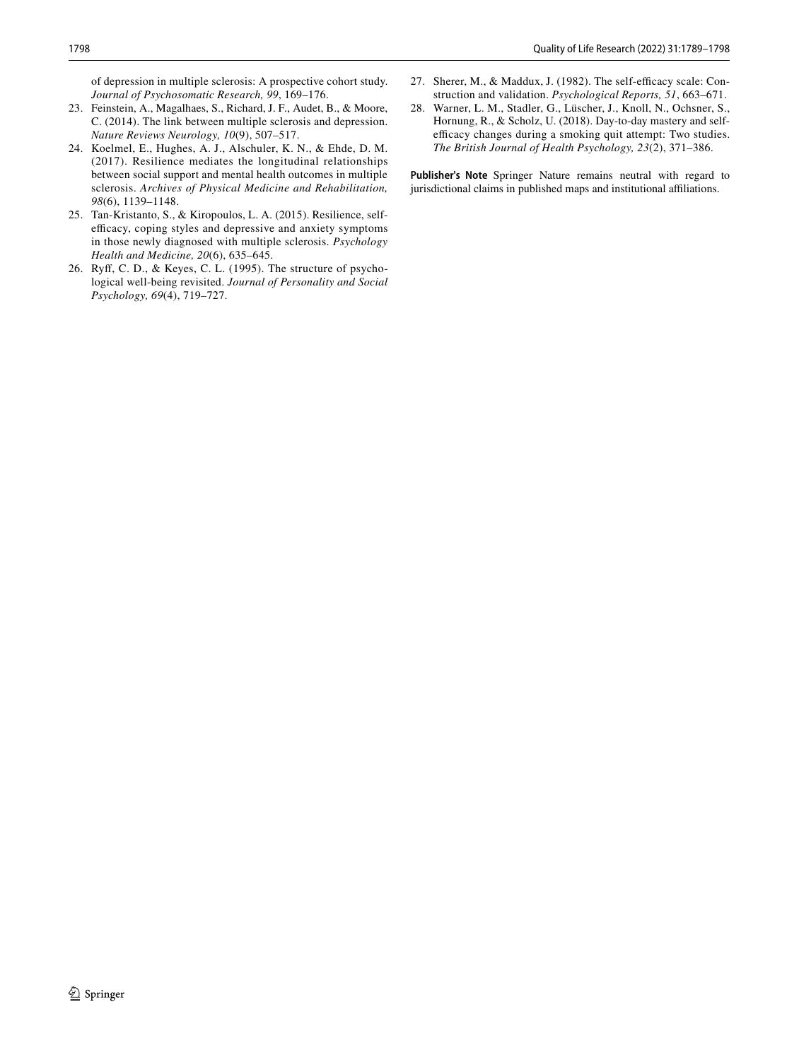of depression in multiple sclerosis: A prospective cohort study. *Journal of Psychosomatic Research, 99*, 169–176.

23. Feinstein, A., Magalhaes, S., Richard, J. F., Audet, B., & Moore, C. (2014). The link between multiple sclerosis and depression. *Nature Reviews Neurology, 10*(9), 507–517.
24. Koelmel, E., Hughes, A. J., Alschuler, K. N., & Ehde, D. M. (2017). Resilience mediates the longitudinal relationships between social support and mental health outcomes in multiple sclerosis. *Archives of Physical Medicine and Rehabilitation, 98*(6), 1139–1148.
25. Tan-Kristanto, S., & Kiropoulos, L. A. (2015). Resilience, self-efficacy, coping styles and depressive and anxiety symptoms in those newly diagnosed with multiple sclerosis. *Psychology Health and Medicine, 20*(6), 635–645.
26. Ryff, C. D., & Keyes, C. L. (1995). The structure of psychological well-being revisited. *Journal of Personality and Social Psychology, 69*(4), 719–727.
27. Sherer, M., & Maddux, J. (1982). The self-efficacy scale: Construction and validation. *Psychological Reports, 51*, 663–671.
28. Warner, L. M., Stadler, G., Lüscher, J., Knoll, N., Ochsner, S., Hornung, R., & Scholz, U. (2018). Day-to-day mastery and self-efficacy changes during a smoking quit attempt: Two studies. *The British Journal of Health Psychology, 23*(2), 371–386.

**Publisher's Note** Springer Nature remains neutral with regard to jurisdictional claims in published maps and institutional affiliations.